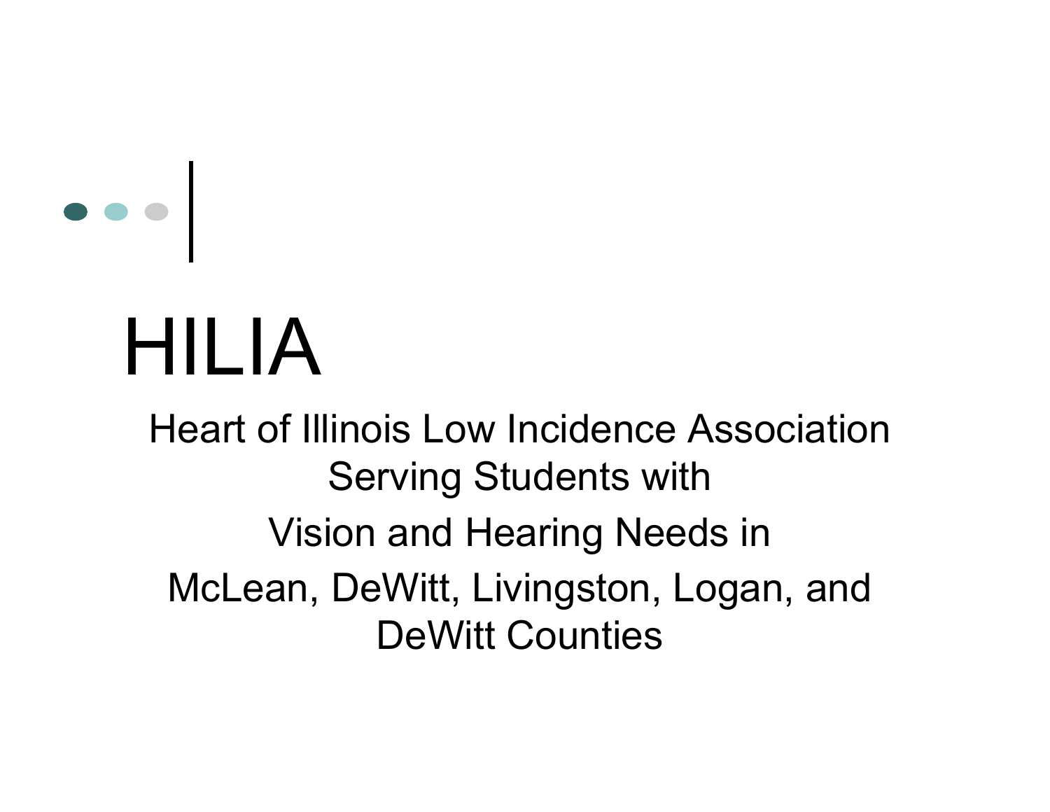# HILIA

Heart of Illinois Low Incidence Association
Serving Students with
Vision and Hearing Needs in
McLean, DeWitt, Livingston, Logan, and
DeWitt Counties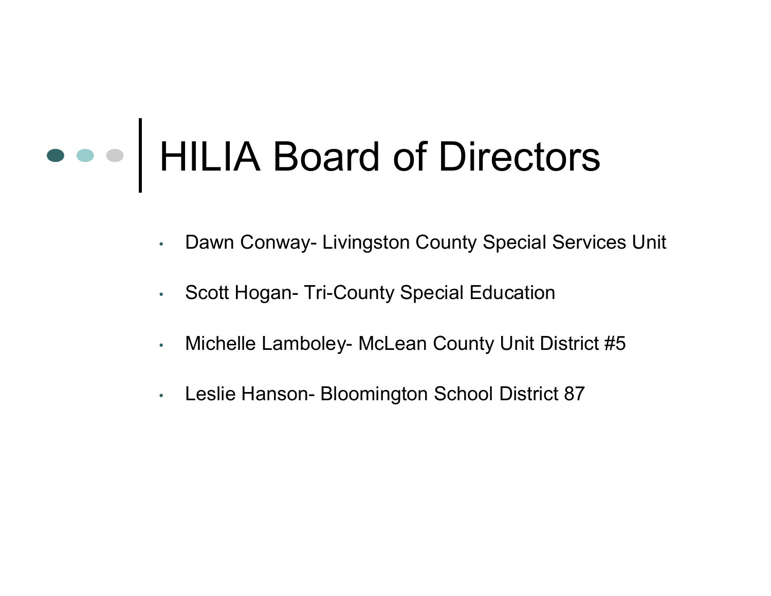# HILIA Board of Directors

- Dawn Conway- Livingston County Special Services Unit
- Scott Hogan- Tri-County Special Education
- Michelle Lamboley- McLean County Unit District #5
- Leslie Hanson- Bloomington School District 87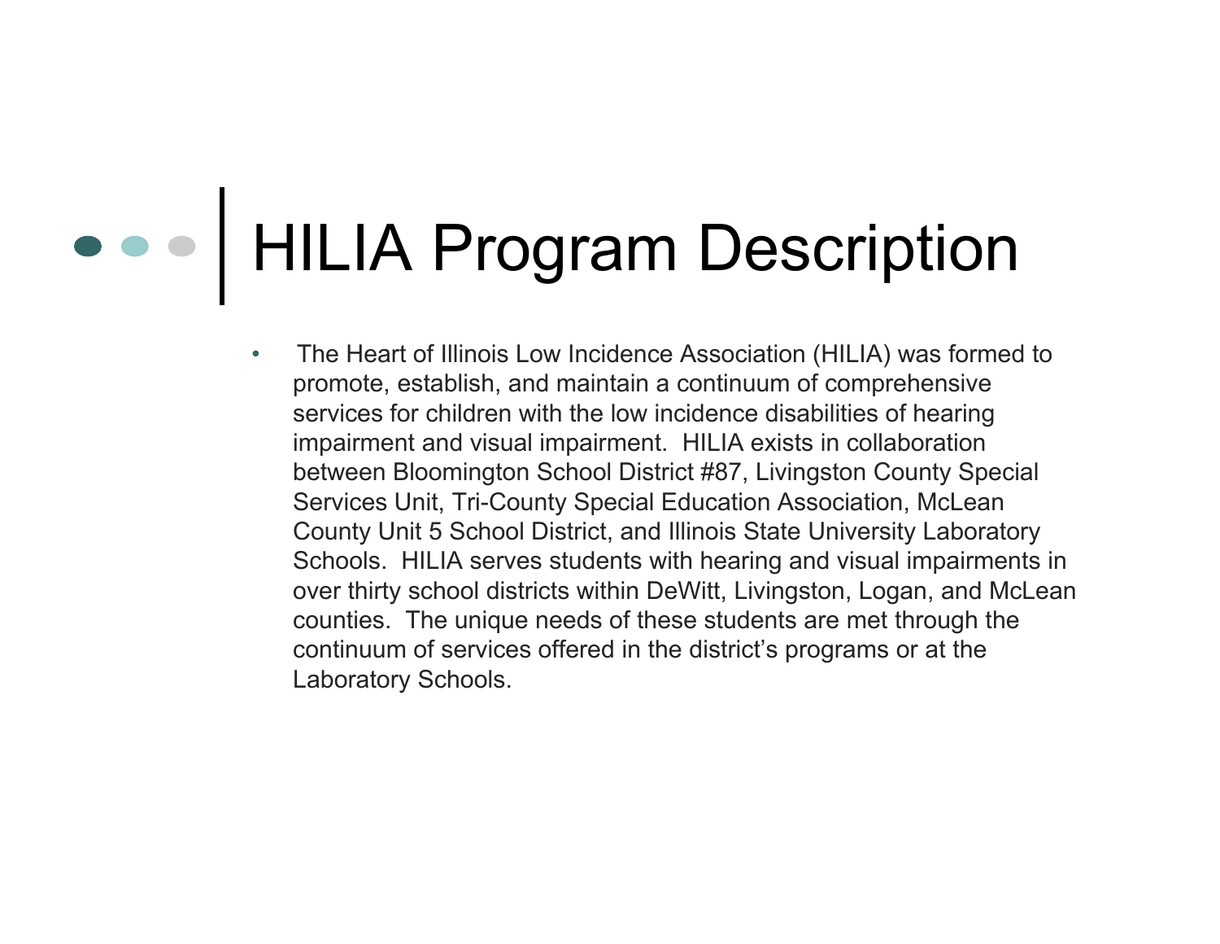# HILIA Program Description

- The Heart of Illinois Low Incidence Association (HILIA) was formed to promote, establish, and maintain a continuum of comprehensive services for children with the low incidence disabilities of hearing impairment and visual impairment. HILIA exists in collaboration between Bloomington School District #87, Livingston County Special Services Unit, Tri-County Special Education Association, McLean County Unit 5 School District, and Illinois State University Laboratory Schools. HILIA serves students with hearing and visual impairments in over thirty school districts within DeWitt, Livingston, Logan, and McLean counties. The unique needs of these students are met through the continuum of services offered in the district's programs or at the Laboratory Schools.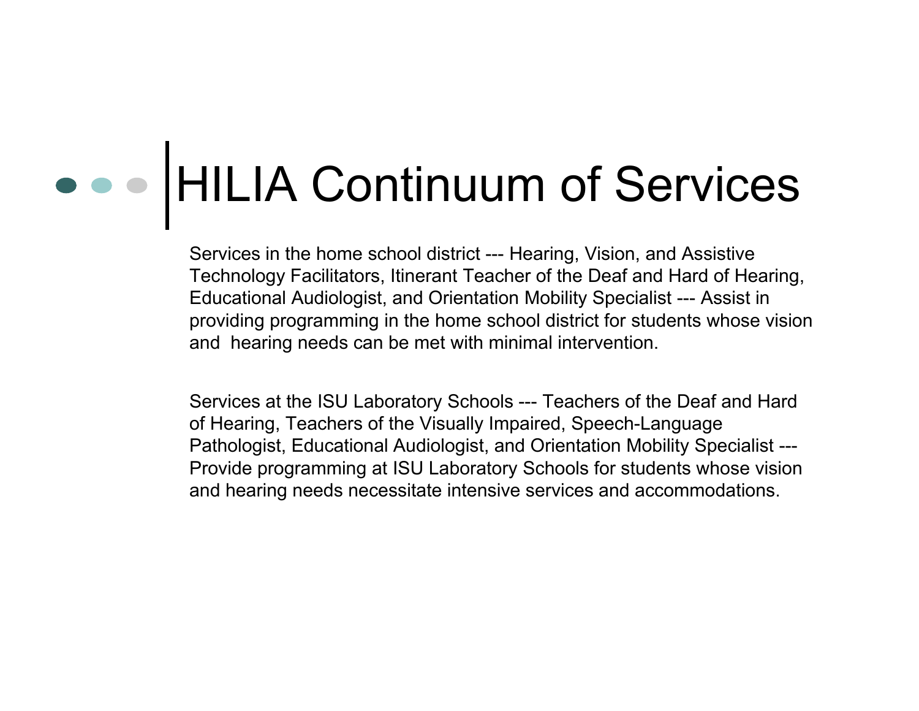# HILIA Continuum of Services

Services in the home school district --- Hearing, Vision, and Assistive Technology Facilitators, Itinerant Teacher of the Deaf and Hard of Hearing, Educational Audiologist, and Orientation Mobility Specialist --- Assist in providing programming in the home school district for students whose vision and hearing needs can be met with minimal intervention.

Services at the ISU Laboratory Schools --- Teachers of the Deaf and Hard of Hearing, Teachers of the Visually Impaired, Speech-Language Pathologist, Educational Audiologist, and Orientation Mobility Specialist --- Provide programming at ISU Laboratory Schools for students whose vision and hearing needs necessitate intensive services and accommodations.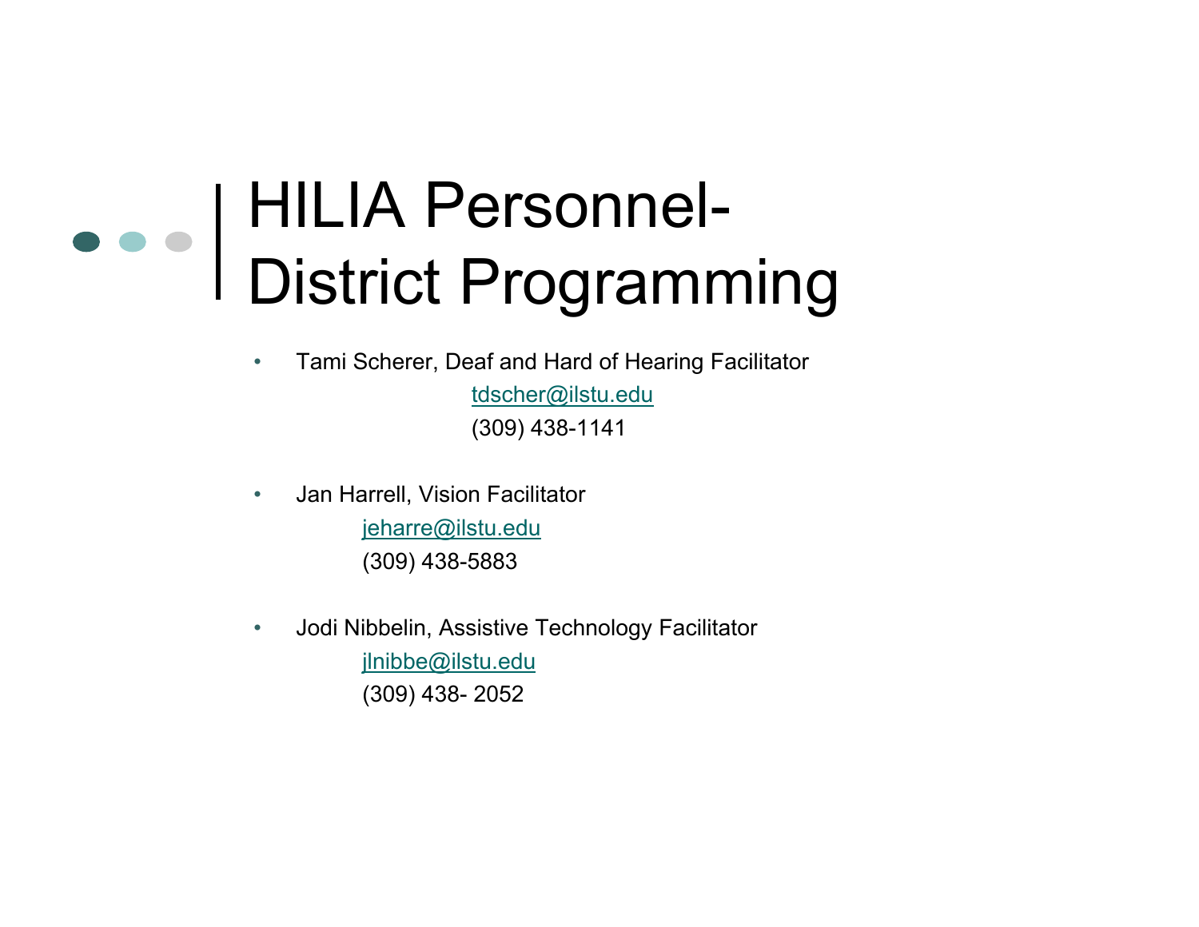# HILIA Personnel-District Programming

- Tami Scherer, Deaf and Hard of Hearing Facilitator
  tdscher@ilstu.edu
  (309) 438-1141

- Jan Harrell, Vision Facilitator
  jeharre@ilstu.edu
  (309) 438-5883

- Jodi Nibbelin, Assistive Technology Facilitator
  jlnibbe@ilstu.edu
  (309) 438- 2052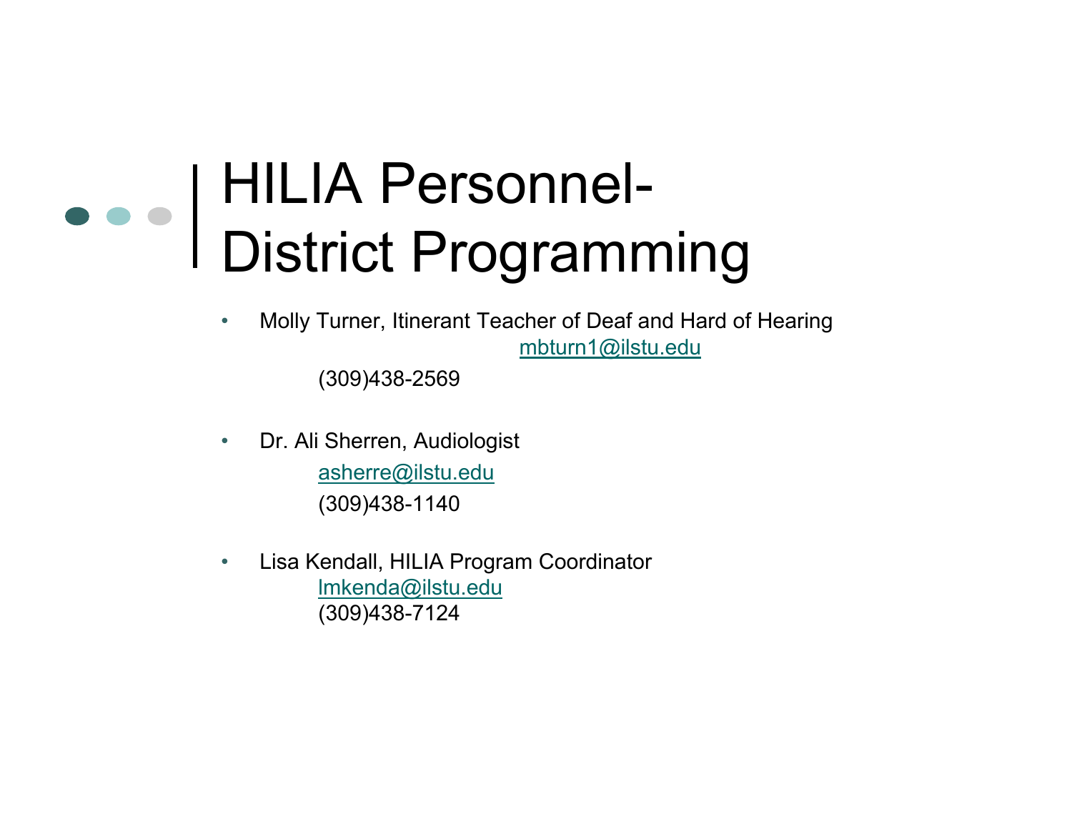# HILIA Personnel-District Programming

- Molly Turner, Itinerant Teacher of Deaf and Hard of Hearing
  mbturn1@ilstu.edu
  (309)438-2569
- Dr. Ali Sherren, Audiologist
  asherre@ilstu.edu
  (309)438-1140
- Lisa Kendall, HILIA Program Coordinator
  lmkenda@ilstu.edu
  (309)438-7124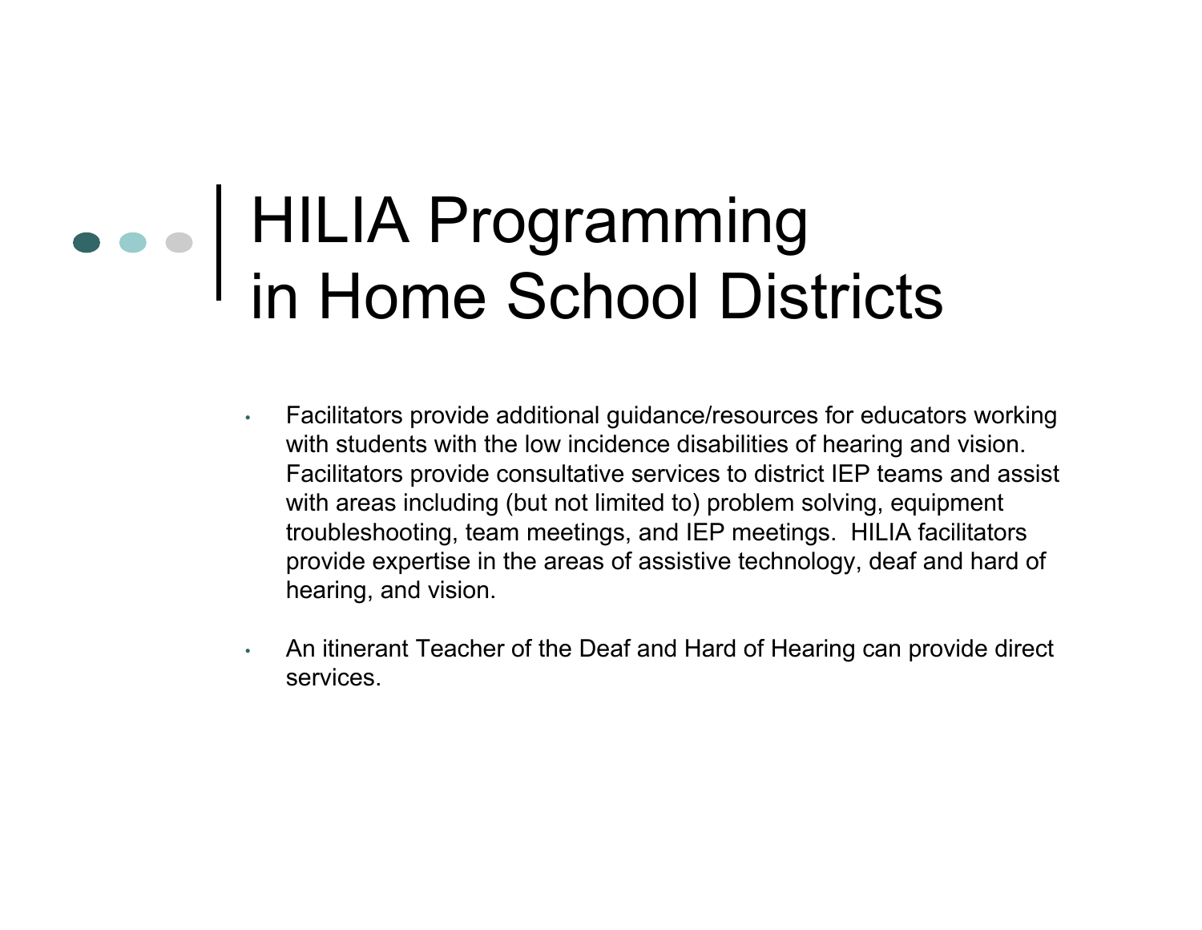# HILIA Programming in Home School Districts

- Facilitators provide additional guidance/resources for educators working with students with the low incidence disabilities of hearing and vision. Facilitators provide consultative services to district IEP teams and assist with areas including (but not limited to) problem solving, equipment troubleshooting, team meetings, and IEP meetings. HILIA facilitators provide expertise in the areas of assistive technology, deaf and hard of hearing, and vision.
- An itinerant Teacher of the Deaf and Hard of Hearing can provide direct services.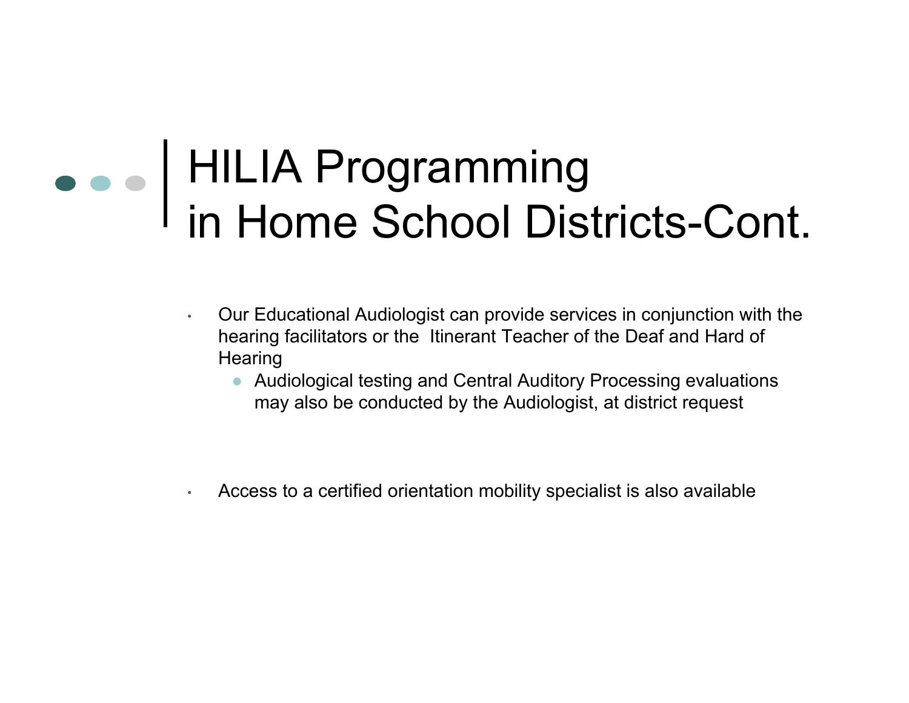# HILIA Programming in Home School Districts-Cont.

- Our Educational Audiologist can provide services in conjunction with the hearing facilitators or the Itinerant Teacher of the Deaf and Hard of Hearing
  - Audiological testing and Central Auditory Processing evaluations may also be conducted by the Audiologist, at district request

- Access to a certified orientation mobility specialist is also available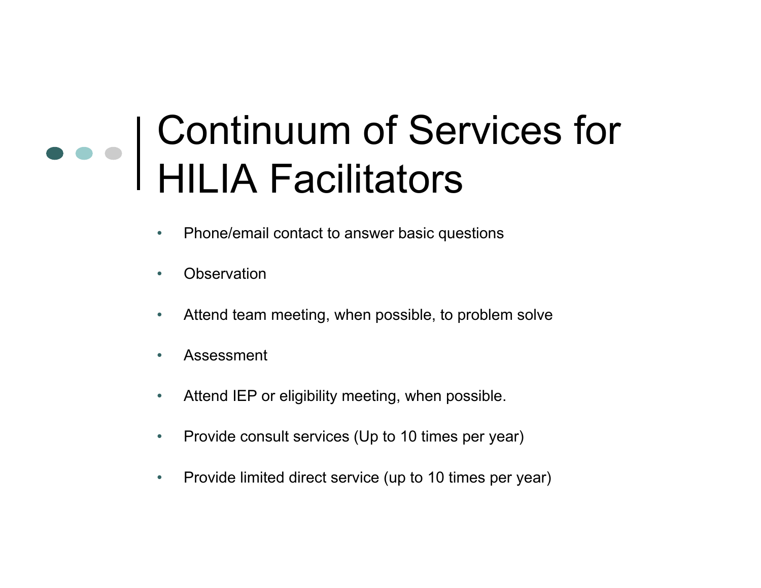# Continuum of Services for HILIA Facilitators

- Phone/email contact to answer basic questions
- Observation
- Attend team meeting, when possible, to problem solve
- Assessment
- Attend IEP or eligibility meeting, when possible.
- Provide consult services (Up to 10 times per year)
- Provide limited direct service (up to 10 times per year)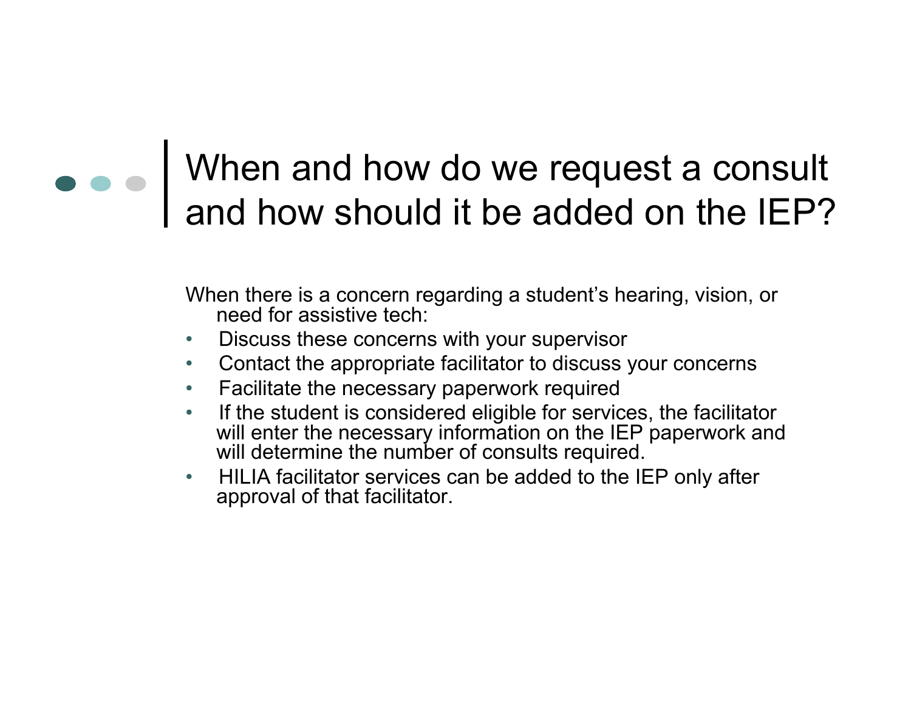# When and how do we request a consult and how should it be added on the IEP?

When there is a concern regarding a student's hearing, vision, or need for assistive tech:

- Discuss these concerns with your supervisor
- Contact the appropriate facilitator to discuss your concerns
- Facilitate the necessary paperwork required
- If the student is considered eligible for services, the facilitator will enter the necessary information on the IEP paperwork and will determine the number of consults required.
- HILIA facilitator services can be added to the IEP only after approval of that facilitator.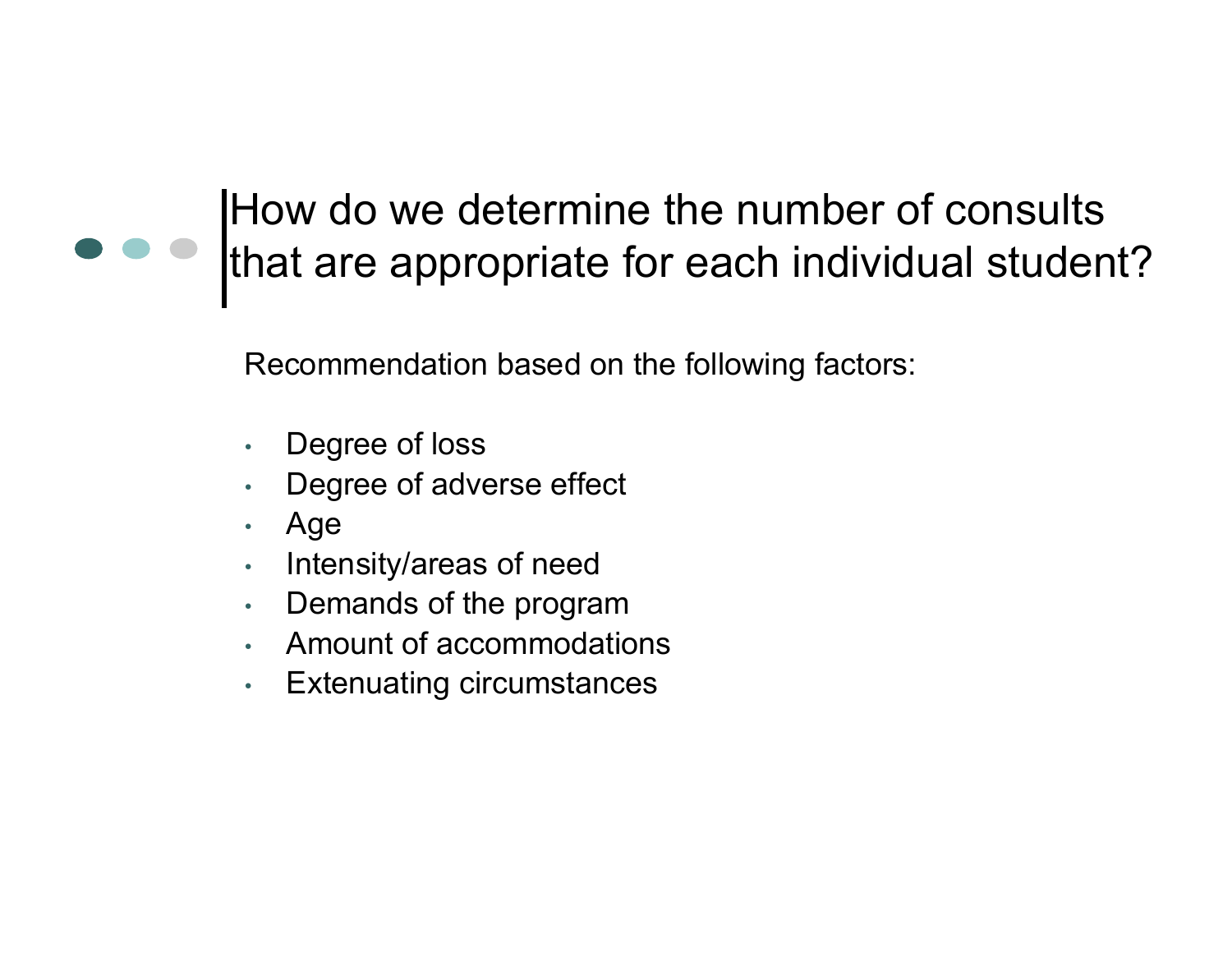## How do we determine the number of consults that are appropriate for each individual student?

Recommendation based on the following factors:

- Degree of loss
- Degree of adverse effect
- Age
- Intensity/areas of need
- Demands of the program
- Amount of accommodations
- Extenuating circumstances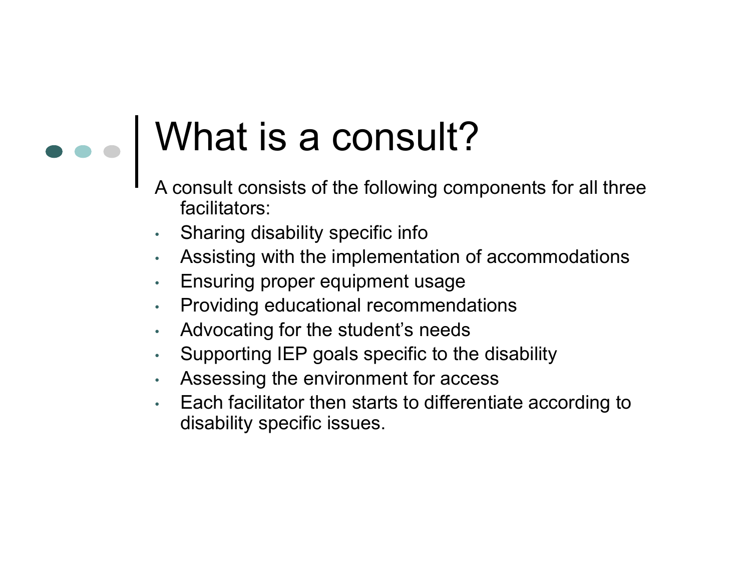# What is a consult?

A consult consists of the following components for all three facilitators:

- Sharing disability specific info
- Assisting with the implementation of accommodations
- Ensuring proper equipment usage
- Providing educational recommendations
- Advocating for the student's needs
- Supporting IEP goals specific to the disability
- Assessing the environment for access
- Each facilitator then starts to differentiate according to disability specific issues.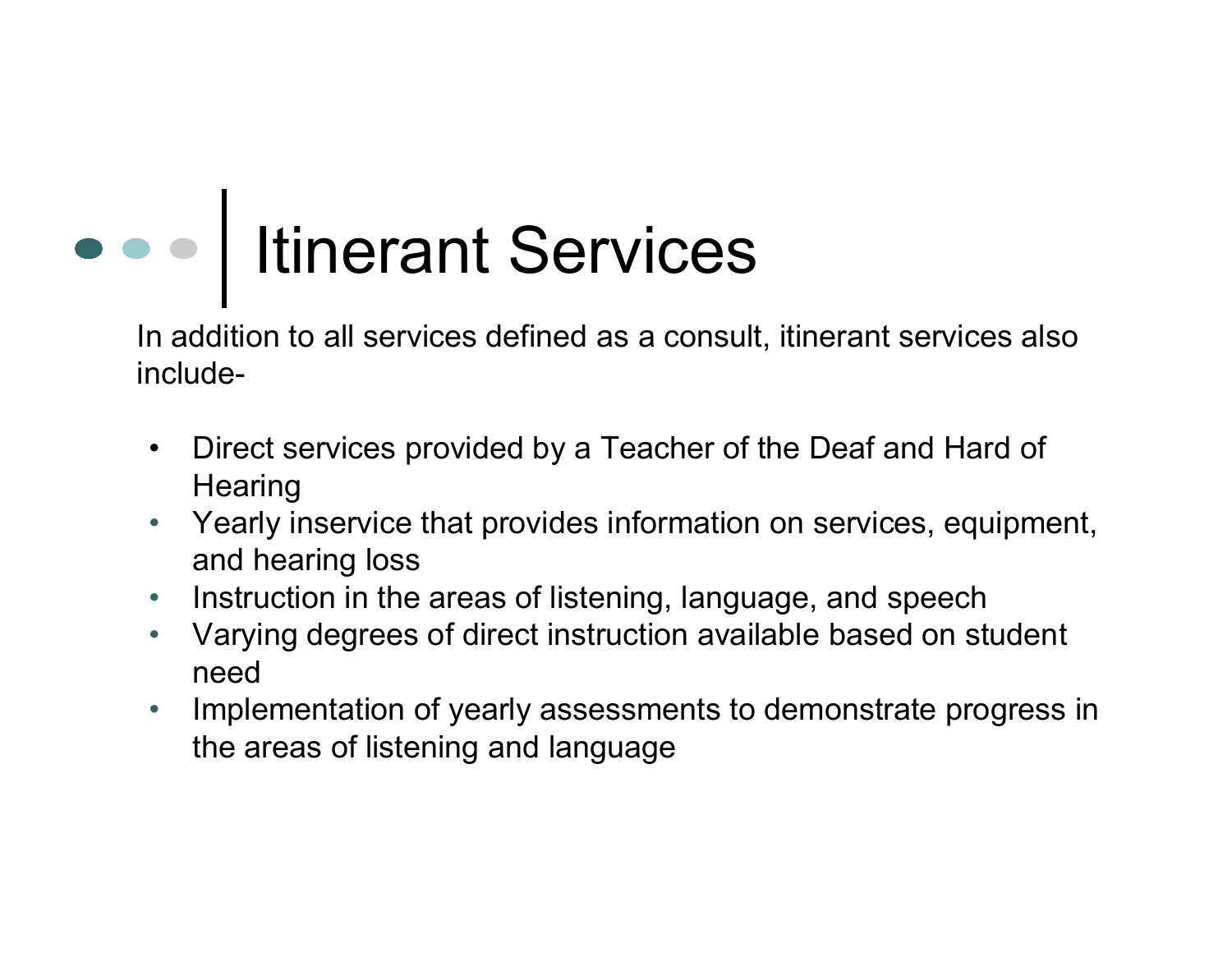# Itinerant Services

In addition to all services defined as a consult, itinerant services also include-

- Direct services provided by a Teacher of the Deaf and Hard of Hearing
- Yearly inservice that provides information on services, equipment, and hearing loss
- Instruction in the areas of listening, language, and speech
- Varying degrees of direct instruction available based on student need
- Implementation of yearly assessments to demonstrate progress in the areas of listening and language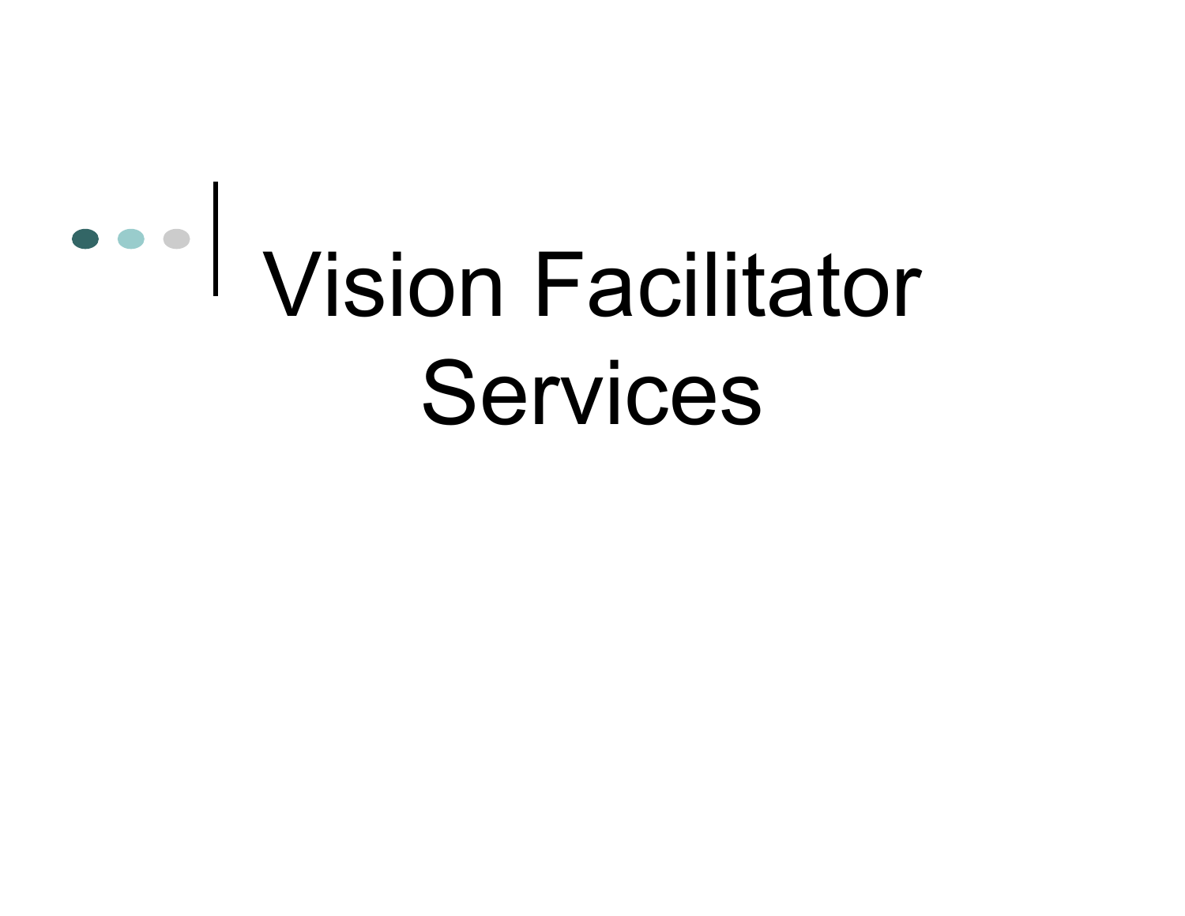# Vision Facilitator Services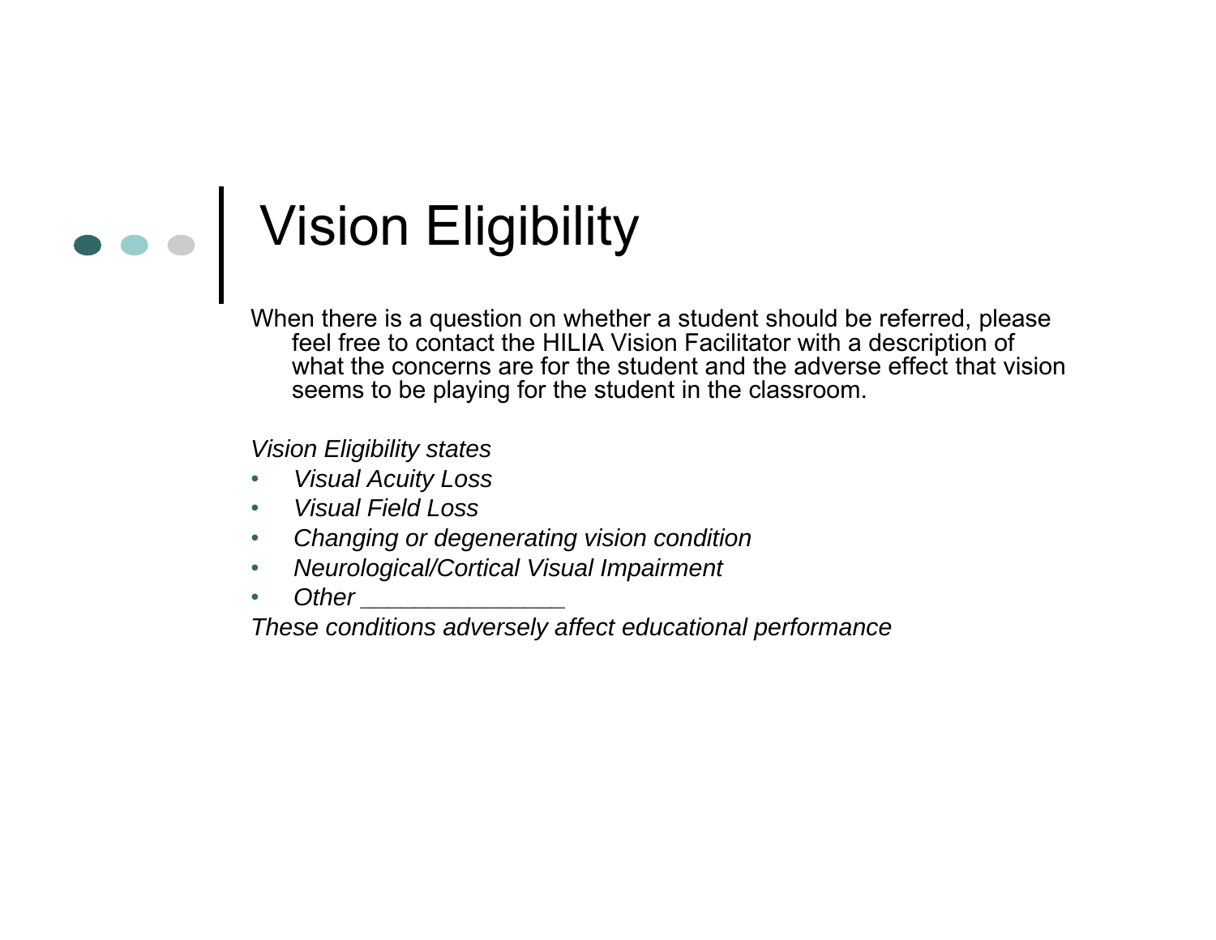# Vision Eligibility

When there is a question on whether a student should be referred, please feel free to contact the HILIA Vision Facilitator with a description of what the concerns are for the student and the adverse effect that vision seems to be playing for the student in the classroom.

*Vision Eligibility states*

- *Visual Acuity Loss*
- *Visual Field Loss*
- *Changing or degenerating vision condition*
- *Neurological/Cortical Visual Impairment*
- *Other _______________*

*These conditions adversely affect educational performance*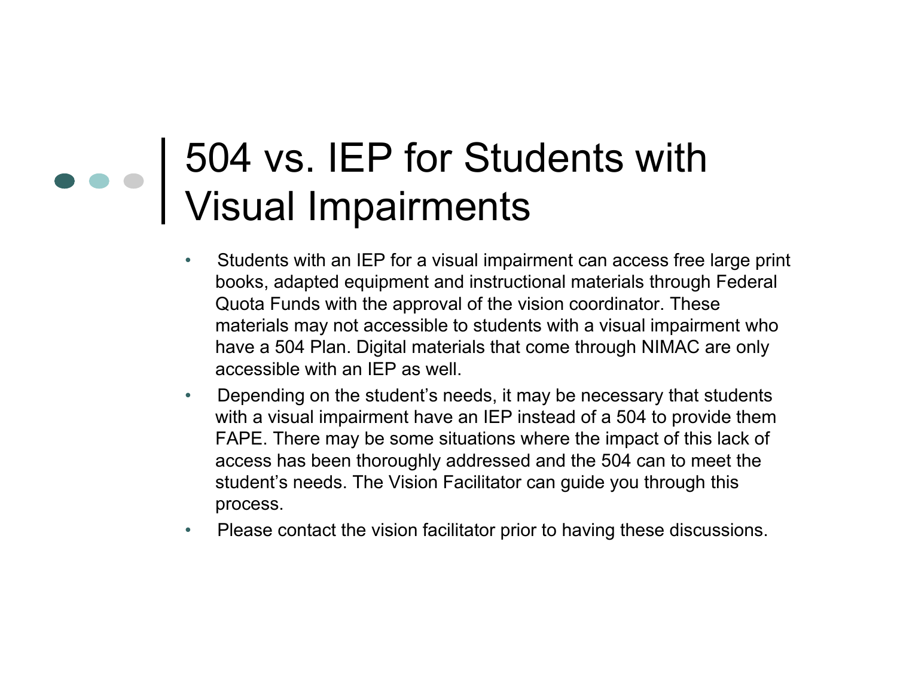# 504 vs. IEP for Students with Visual Impairments

- Students with an IEP for a visual impairment can access free large print books, adapted equipment and instructional materials through Federal Quota Funds with the approval of the vision coordinator. These materials may not accessible to students with a visual impairment who have a 504 Plan. Digital materials that come through NIMAC are only accessible with an IEP as well.
- Depending on the student's needs, it may be necessary that students with a visual impairment have an IEP instead of a 504 to provide them FAPE. There may be some situations where the impact of this lack of access has been thoroughly addressed and the 504 can to meet the student's needs. The Vision Facilitator can guide you through this process.
- Please contact the vision facilitator prior to having these discussions.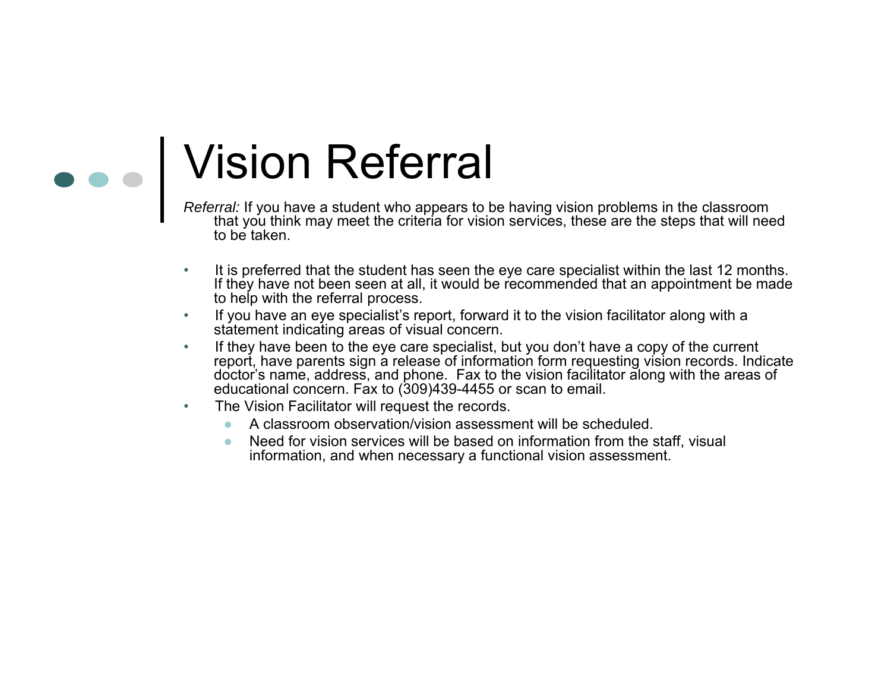# Vision Referral

*Referral:* If you have a student who appears to be having vision problems in the classroom that you think may meet the criteria for vision services, these are the steps that will need to be taken.

- It is preferred that the student has seen the eye care specialist within the last 12 months. If they have not been seen at all, it would be recommended that an appointment be made to help with the referral process.
- If you have an eye specialist's report, forward it to the vision facilitator along with a statement indicating areas of visual concern.
- If they have been to the eye care specialist, but you don't have a copy of the current report, have parents sign a release of information form requesting vision records. Indicate doctor's name, address, and phone.  Fax to the vision facilitator along with the areas of educational concern. Fax to (309)439-4455 or scan to email.
- The Vision Facilitator will request the records.
  - A classroom observation/vision assessment will be scheduled.
  - Need for vision services will be based on information from the staff, visual information, and when necessary a functional vision assessment.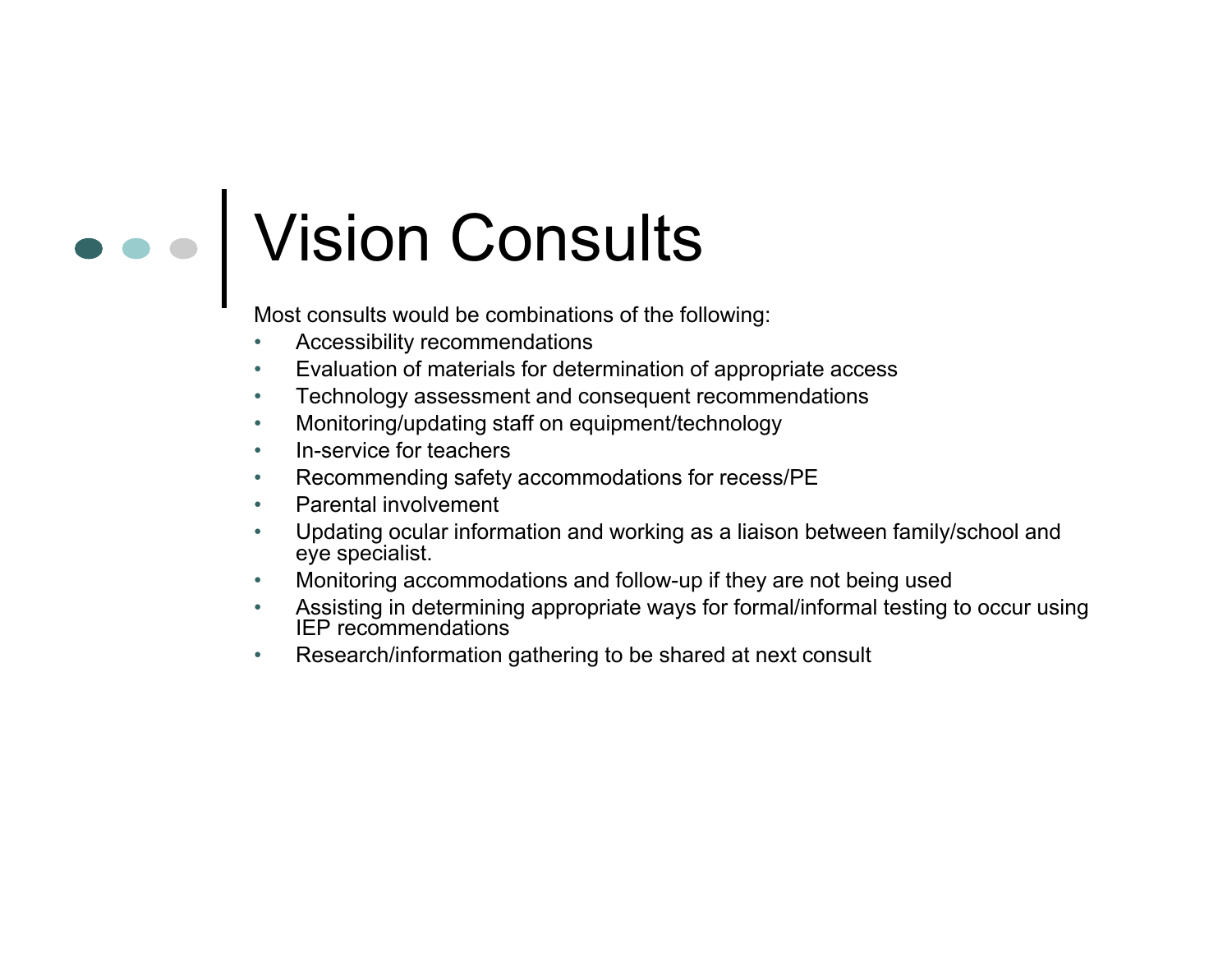# Vision Consults

Most consults would be combinations of the following:

- Accessibility recommendations
- Evaluation of materials for determination of appropriate access
- Technology assessment and consequent recommendations
- Monitoring/updating staff on equipment/technology
- In-service for teachers
- Recommending safety accommodations for recess/PE
- Parental involvement
- Updating ocular information and working as a liaison between family/school and eye specialist.
- Monitoring accommodations and follow-up if they are not being used
- Assisting in determining appropriate ways for formal/informal testing to occur using IEP recommendations
- Research/information gathering to be shared at next consult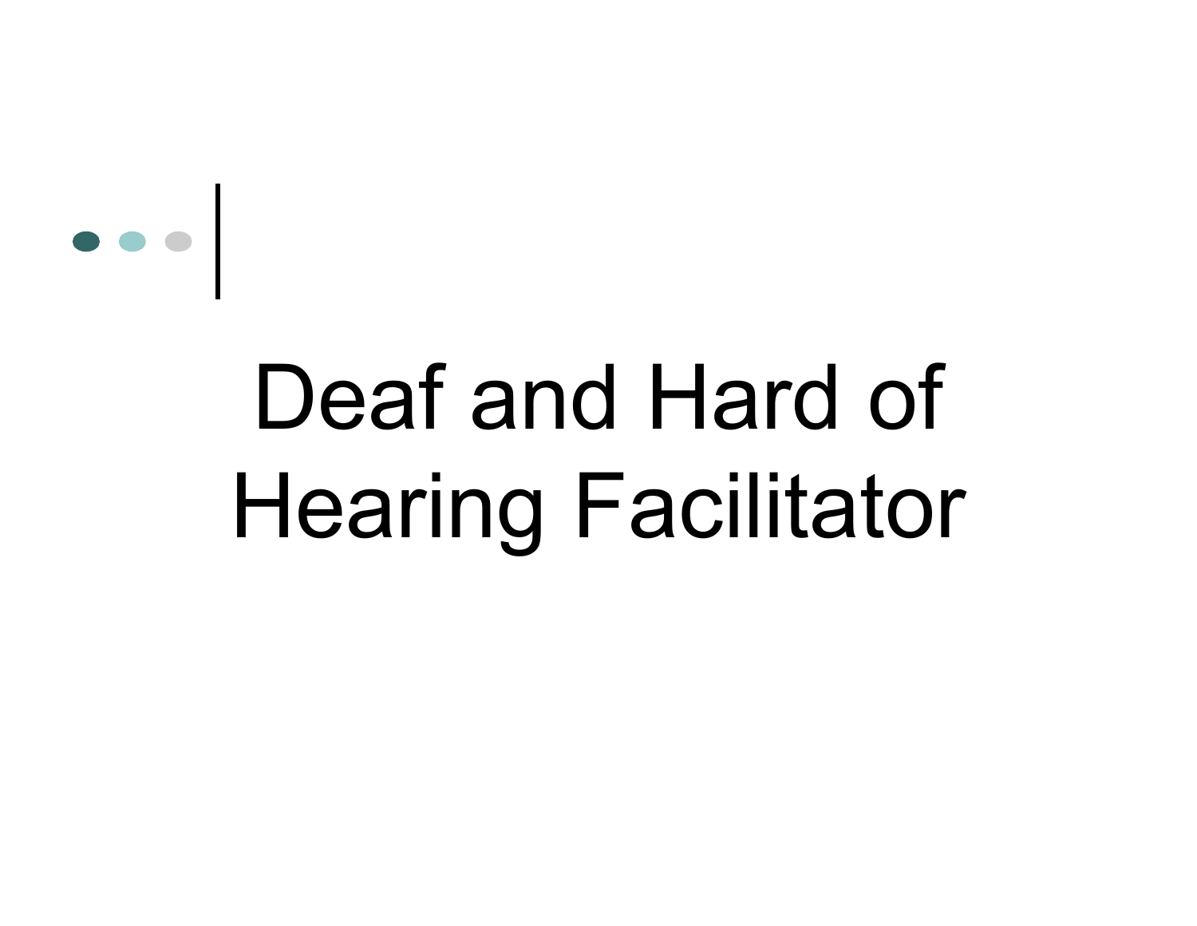# Deaf and Hard of Hearing Facilitator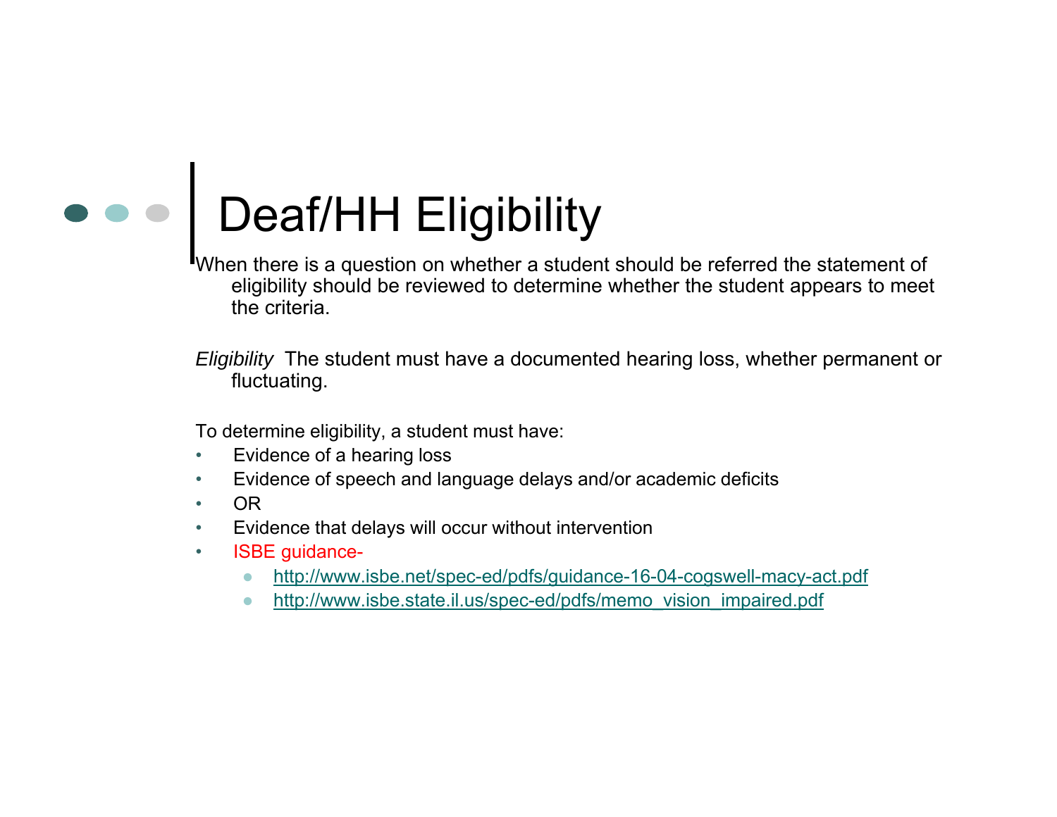# Deaf/HH Eligibility

When there is a question on whether a student should be referred the statement of eligibility should be reviewed to determine whether the student appears to meet the criteria.

*Eligibility* The student must have a documented hearing loss, whether permanent or fluctuating.

To determine eligibility, a student must have:

- Evidence of a hearing loss
- Evidence of speech and language delays and/or academic deficits
- OR
- Evidence that delays will occur without intervention
- ISBE guidance-
  - http://www.isbe.net/spec-ed/pdfs/guidance-16-04-cogswell-macy-act.pdf
  - http://www.isbe.state.il.us/spec-ed/pdfs/memo_vision_impaired.pdf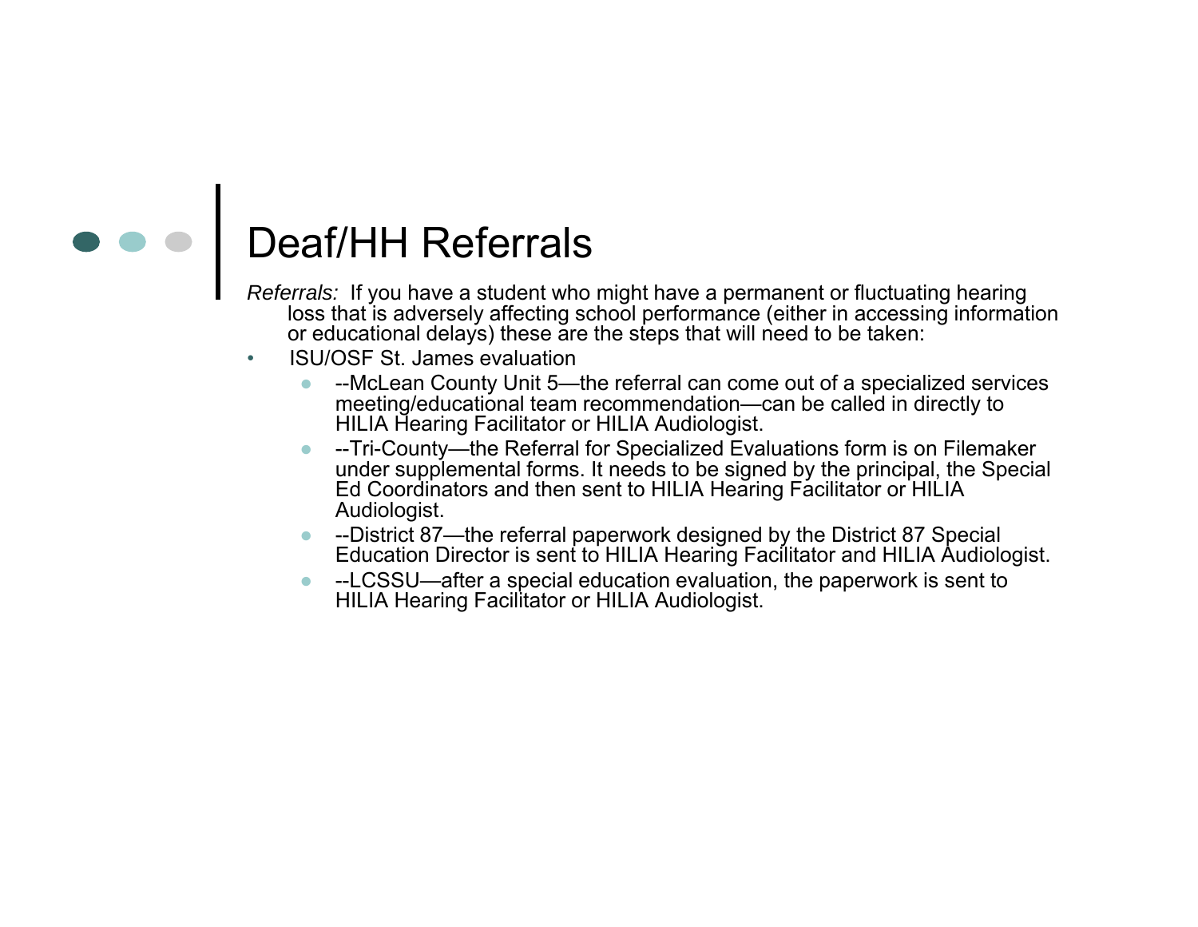# Deaf/HH Referrals

*Referrals:* If you have a student who might have a permanent or fluctuating hearing loss that is adversely affecting school performance (either in accessing information or educational delays) these are the steps that will need to be taken:

- ISU/OSF St. James evaluation
  - --McLean County Unit 5—the referral can come out of a specialized services meeting/educational team recommendation—can be called in directly to HILIA Hearing Facilitator or HILIA Audiologist.
  - --Tri-County—the Referral for Specialized Evaluations form is on Filemaker under supplemental forms. It needs to be signed by the principal, the Special Ed Coordinators and then sent to HILIA Hearing Facilitator or HILIA Audiologist.
  - --District 87—the referral paperwork designed by the District 87 Special Education Director is sent to HILIA Hearing Facilitator and HILIA Audiologist.
  - --LCSSU—after a special education evaluation, the paperwork is sent to HILIA Hearing Facilitator or HILIA Audiologist.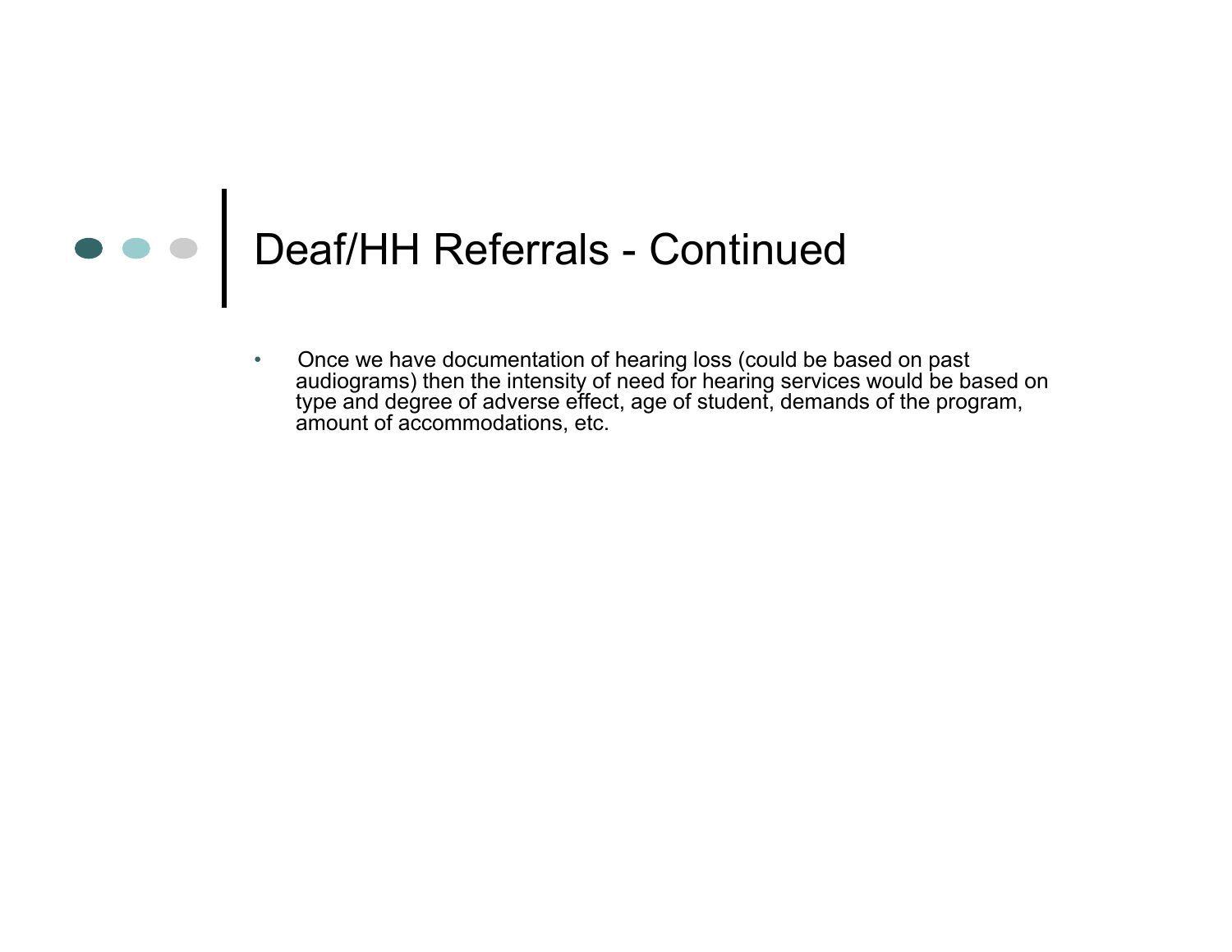# Deaf/HH Referrals - Continued

- Once we have documentation of hearing loss (could be based on past audiograms) then the intensity of need for hearing services would be based on type and degree of adverse effect, age of student, demands of the program, amount of accommodations, etc.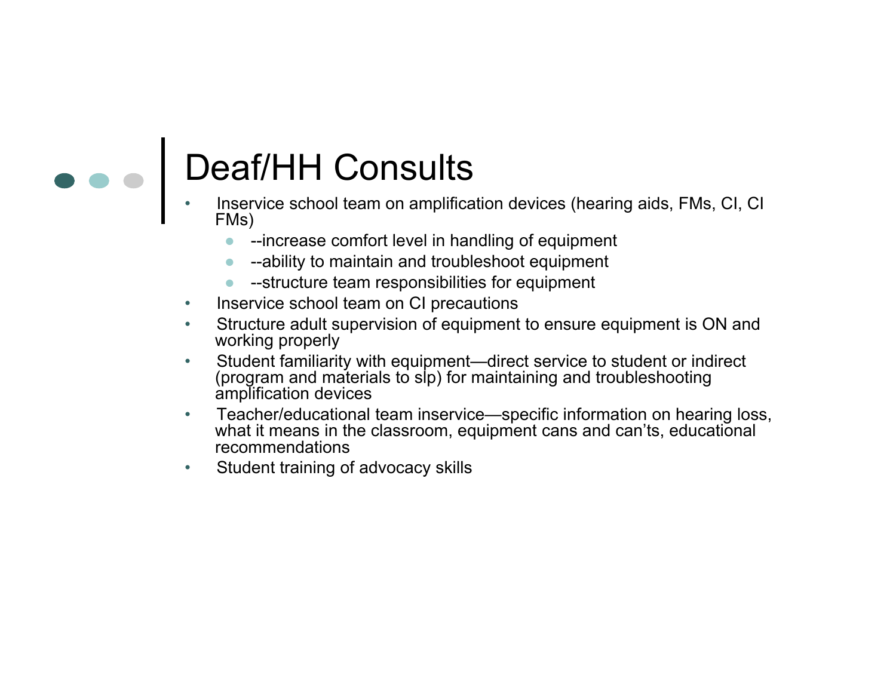# Deaf/HH Consults

- Inservice school team on amplification devices (hearing aids, FMs, CI, CI FMs)
  - --increase comfort level in handling of equipment
  - --ability to maintain and troubleshoot equipment
  - --structure team responsibilities for equipment
- Inservice school team on CI precautions
- Structure adult supervision of equipment to ensure equipment is ON and working properly
- Student familiarity with equipment—direct service to student or indirect (program and materials to slp) for maintaining and troubleshooting amplification devices
- Teacher/educational team inservice—specific information on hearing loss, what it means in the classroom, equipment cans and can'ts, educational recommendations
- Student training of advocacy skills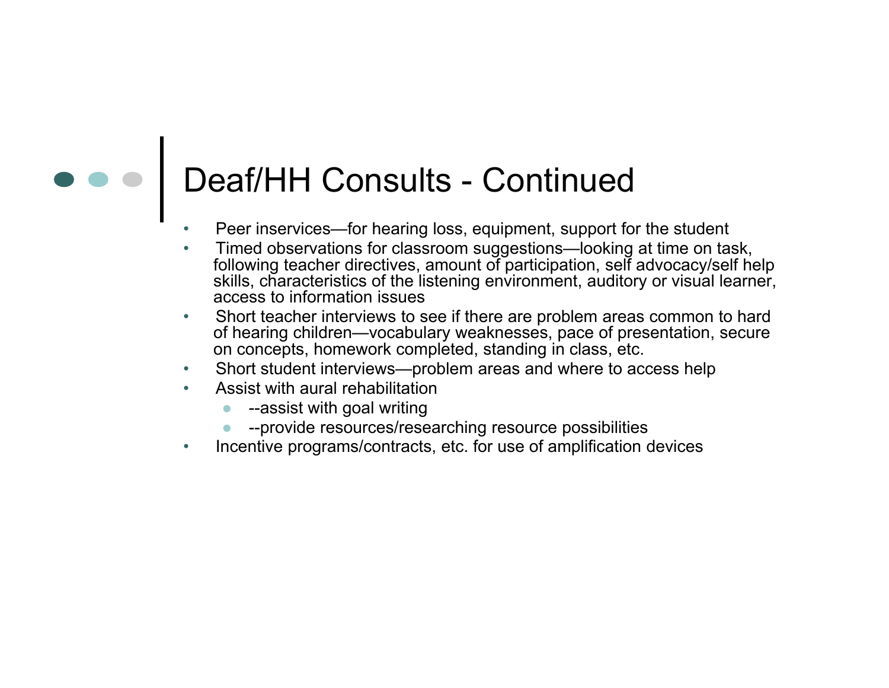# Deaf/HH Consults - Continued

- Peer inservices—for hearing loss, equipment, support for the student
- Timed observations for classroom suggestions—looking at time on task, following teacher directives, amount of participation, self advocacy/self help skills, characteristics of the listening environment, auditory or visual learner, access to information issues
- Short teacher interviews to see if there are problem areas common to hard of hearing children—vocabulary weaknesses, pace of presentation, secure on concepts, homework completed, standing in class, etc.
- Short student interviews—problem areas and where to access help
- Assist with aural rehabilitation
  - --assist with goal writing
  - --provide resources/researching resource possibilities
- Incentive programs/contracts, etc. for use of amplification devices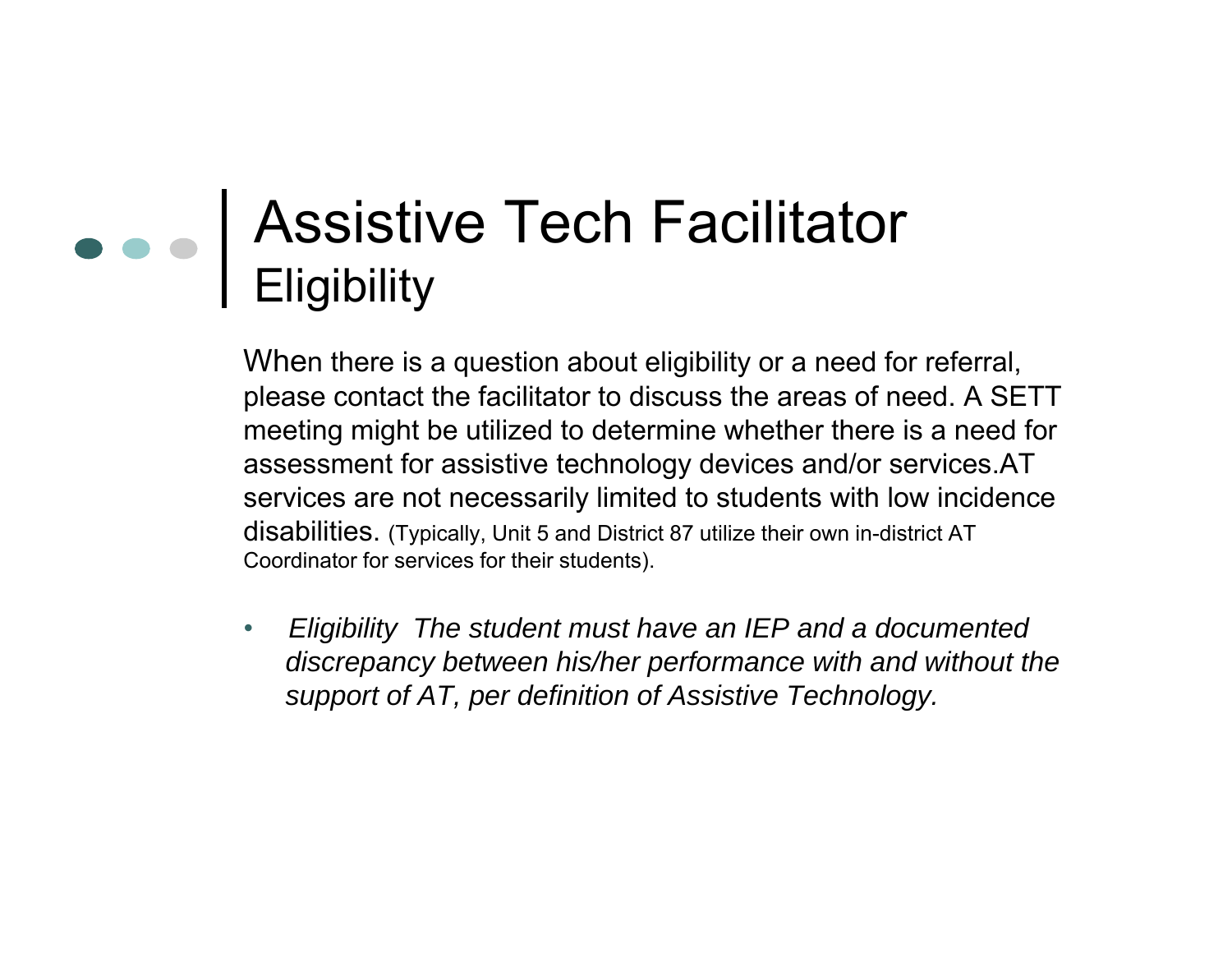# Assistive Tech Facilitator
## Eligibility

When there is a question about eligibility or a need for referral, please contact the facilitator to discuss the areas of need. A SETT meeting might be utilized to determine whether there is a need for assessment for assistive technology devices and/or services.AT services are not necessarily limited to students with low incidence disabilities. (Typically, Unit 5 and District 87 utilize their own in-district AT Coordinator for services for their students).

- *Eligibility The student must have an IEP and a documented discrepancy between his/her performance with and without the support of AT, per definition of Assistive Technology.*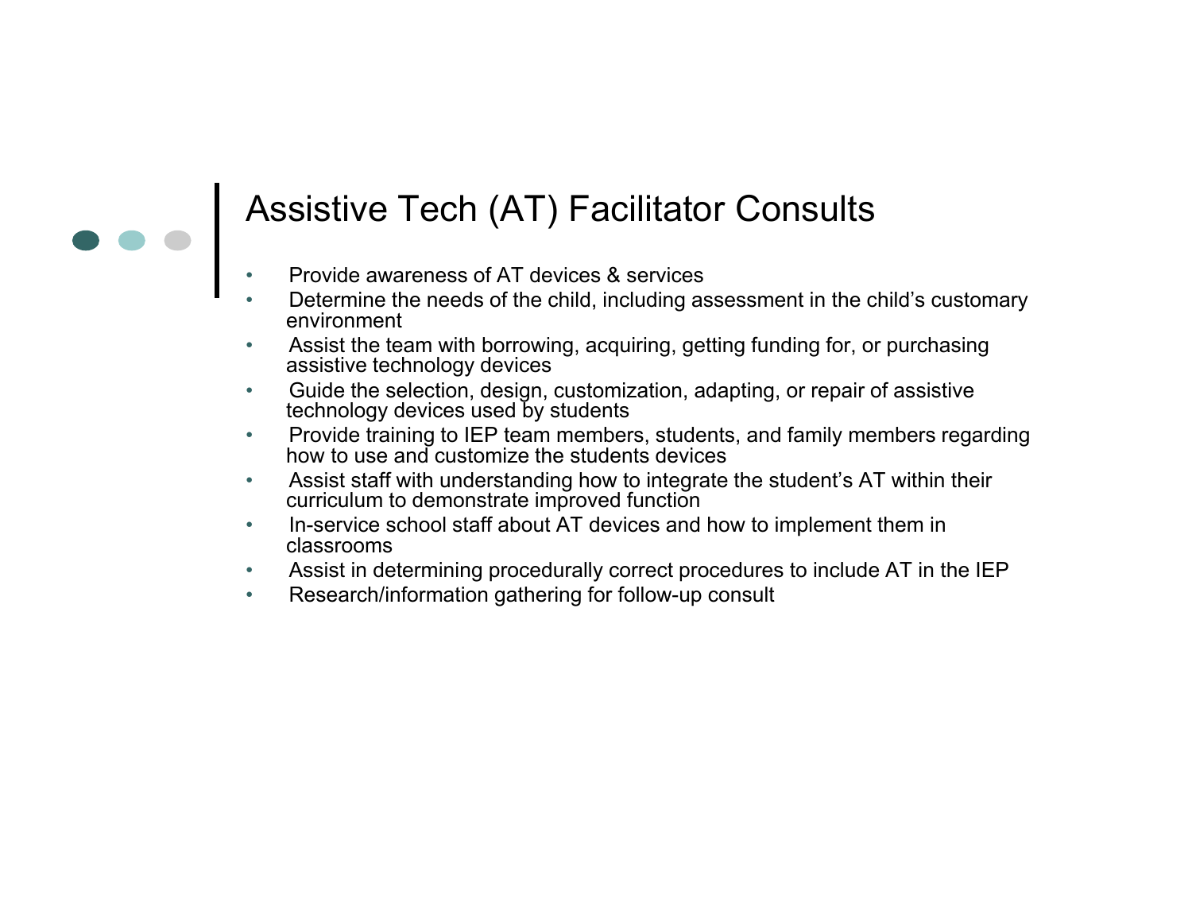# Assistive Tech (AT) Facilitator Consults

- Provide awareness of AT devices & services
- Determine the needs of the child, including assessment in the child's customary environment
- Assist the team with borrowing, acquiring, getting funding for, or purchasing assistive technology devices
- Guide the selection, design, customization, adapting, or repair of assistive technology devices used by students
- Provide training to IEP team members, students, and family members regarding how to use and customize the students devices
- Assist staff with understanding how to integrate the student's AT within their curriculum to demonstrate improved function
- In-service school staff about AT devices and how to implement them in classrooms
- Assist in determining procedurally correct procedures to include AT in the IEP
- Research/information gathering for follow-up consult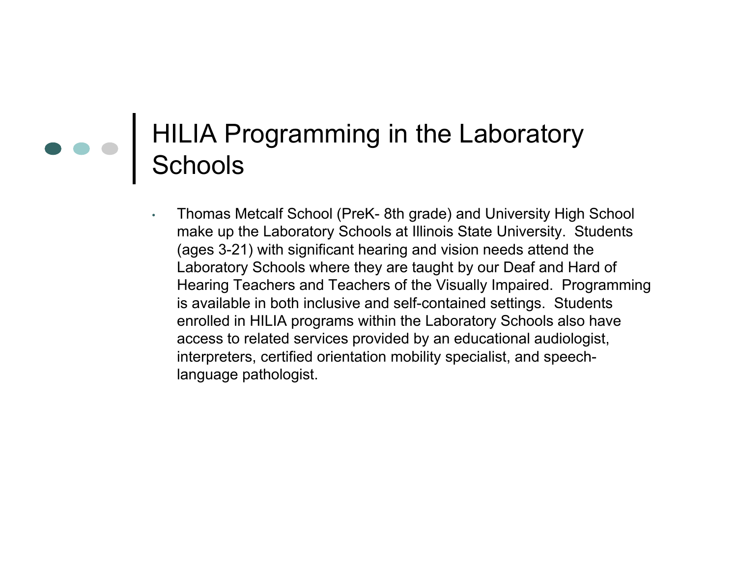# HILIA Programming in the Laboratory Schools

- Thomas Metcalf School (PreK- 8th grade) and University High School make up the Laboratory Schools at Illinois State University. Students (ages 3-21) with significant hearing and vision needs attend the Laboratory Schools where they are taught by our Deaf and Hard of Hearing Teachers and Teachers of the Visually Impaired. Programming is available in both inclusive and self-contained settings. Students enrolled in HILIA programs within the Laboratory Schools also have access to related services provided by an educational audiologist, interpreters, certified orientation mobility specialist, and speech-language pathologist.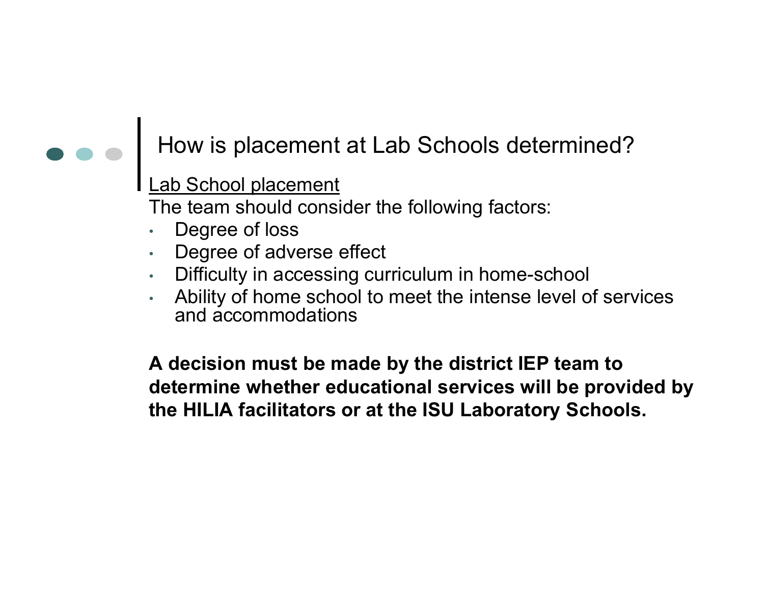# How is placement at Lab Schools determined?

Lab School placement

The team should consider the following factors:

- Degree of loss
- Degree of adverse effect
- Difficulty in accessing curriculum in home-school
- Ability of home school to meet the intense level of services and accommodations

**A decision must be made by the district IEP team to determine whether educational services will be provided by the HILIA facilitators or at the ISU Laboratory Schools.**